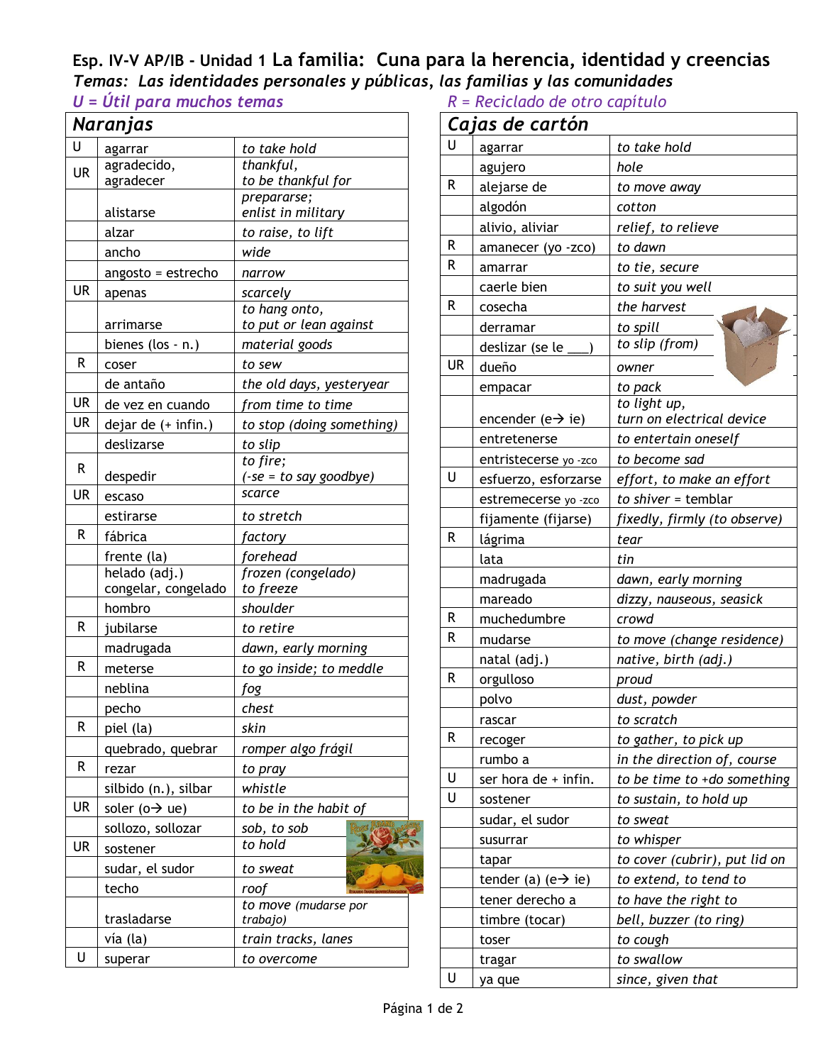**Esp. IV-V AP/IB - Unidad 1 La familia: Cuna para la herencia, identidad y creencias**

*Temas: Las identidades personales y públicas, las familias y las comunidades*

*U = Útil para muchos temas* *R = Reciclado de otro capítulo*

## Naranjas

| | | |
|---|---|---|
| U | agarrar | *to take hold* |
| UR | agradecido, agradecer | *thankful, to be thankful for* |
| | alistarse | *prepararse; enlist in military* |
| | alzar | *to raise, to lift* |
| | ancho | *wide* |
| | angosto = estrecho | *narrow* |
| UR | apenas | *scarcely* |
| | arrimarse | *to hang onto, to put or lean against* |
| | bienes (los - n.) | *material goods* |
| R | coser | *to sew* |
| | de antaño | *the old days, yesteryear* |
| UR | de vez en cuando | *from time to time* |
| UR | dejar de (+ infin.) | *to stop (doing something)* |
| | deslizarse | *to slip* |
| R | despedir | *to fire; (-se = to say goodbye)* |
| UR | escaso | *scarce* |
| | estirarse | *to stretch* |
| R | fábrica | *factory* |
| | frente (la) | *forehead* |
| | helado (adj.) congelar, congelado | *frozen (congelado) to freeze* |
| | hombro | *shoulder* |
| R | jubilarse | *to retire* |
| | madrugada | *dawn, early morning* |
| R | meterse | *to go inside; to meddle* |
| | neblina | *fog* |
| | pecho | *chest* |
| R | piel (la) | *skin* |
| | quebrado, quebrar | *romper algo frágil* |
| R | rezar | *to pray* |
| | silbido (n.), silbar | *whistle* |
| UR | soler (o→ ue) | *to be in the habit of* |
| | sollozo, sollozar | *sob, to sob* |
| UR | sostener | *to hold* |
| | sudar, el sudor | *to sweat* |
| | techo | *roof* |
| | trasladarse | *to move (mudarse por trabajo)* |
| | vía (la) | *train tracks, lanes* |
| U | superar | *to overcome* |

## Cajas de cartón

| | | |
|---|---|---|
| U | agarrar | *to take hold* |
| | agujero | *hole* |
| R | alejarse de | *to move away* |
| | algodón | *cotton* |
| | alivio, aliviar | *relief, to relieve* |
| R | amanecer (yo -zco) | *to dawn* |
| R | amarrar | *to tie, secure* |
| | caerle bien | *to suit you well* |
| R | cosecha | *the harvest* |
| | derramar | *to spill* |
| | deslizar (se le ___) | *to slip (from)* |
| UR | dueño | *owner* |
| | empacar | *to pack* |
| | encender (e→ ie) | *to light up, turn on electrical device* |
| | entretenerse | *to entertain oneself* |
| | entristecerse yo -zco | *to become sad* |
| U | esfuerzo, esforzarse | *effort, to make an effort* |
| | estremecerse yo -zco | *to shiver = temblar* |
| | fijamente (fijarse) | *fixedly, firmly (to observe)* |
| R | lágrima | *tear* |
| | lata | *tin* |
| | madrugada | *dawn, early morning* |
| | mareado | *dizzy, nauseous, seasick* |
| R | muchedumbre | *crowd* |
| R | mudarse | *to move (change residence)* |
| | natal (adj.) | *native, birth (adj.)* |
| R | orgulloso | *proud* |
| | polvo | *dust, powder* |
| | rascar | *to scratch* |
| R | recoger | *to gather, to pick up* |
| | rumbo a | *in the direction of, course* |
| U | ser hora de + infin. | *to be time to +do something* |
| U | sostener | *to sustain, to hold up* |
| | sudar, el sudor | *to sweat* |
| | susurrar | *to whisper* |
| | tapar | *to cover (cubrir), put lid on* |
| | tender (a) (e→ ie) | *to extend, to tend to* |
| | tener derecho a | *to have the right to* |
| | timbre (tocar) | *bell, buzzer (to ring)* |
| | toser | *to cough* |
| | tragar | *to swallow* |
| U | ya que | *since, given that* |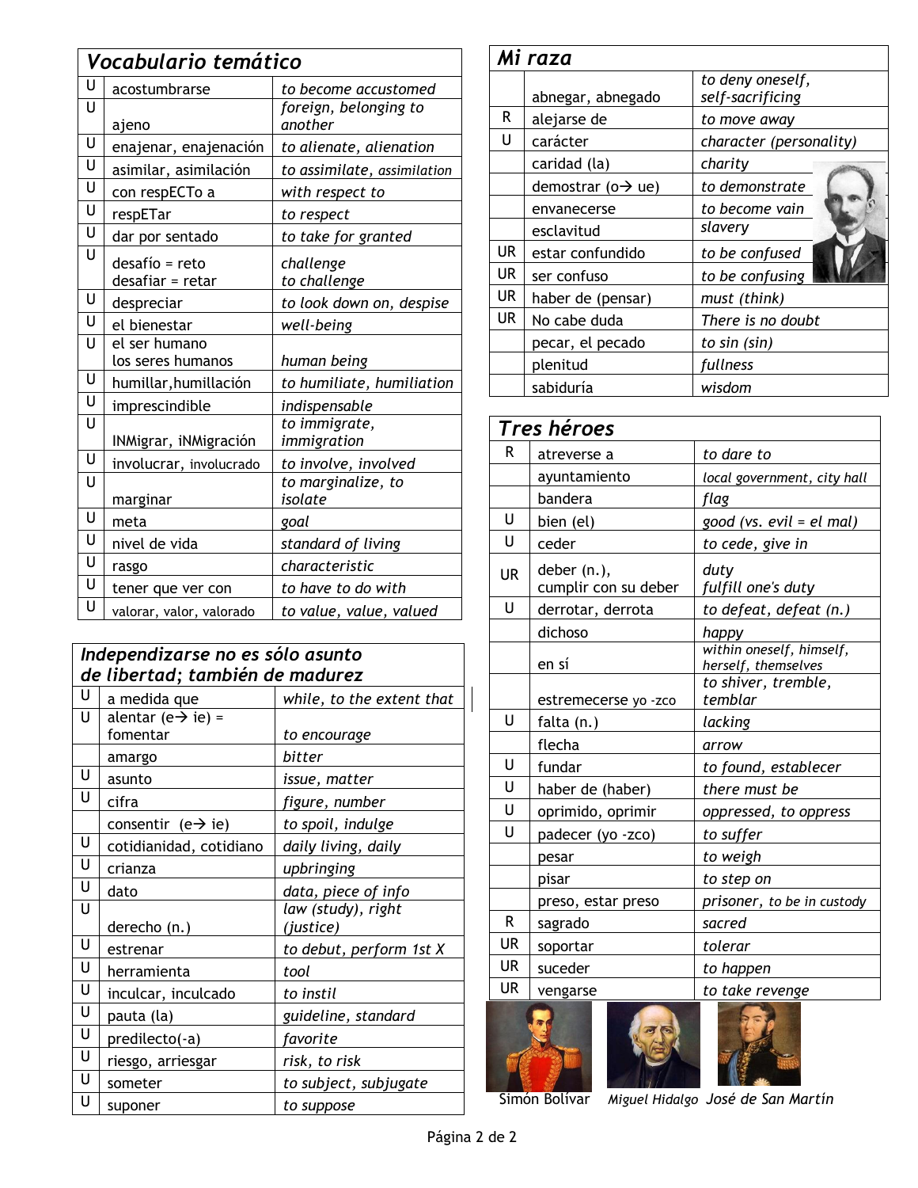## Vocabulario temático

| | | |
|---|---|---|
| U | acostumbrarse | *to become accustomed* |
| U | ajeno | *foreign, belonging to another* |
| U | enajenar, enajenación | *to alienate, alienation* |
| U | asimilar, asimilación | *to assimilate, assimilation* |
| U | con respECTo a | *with respect to* |
| U | respETar | *to respect* |
| U | dar por sentado | *to take for granted* |
| U | desafío = reto<br>desafiar = retar | *challenge*<br>*to challenge* |
| U | despreciar | *to look down on, despise* |
| U | el bienestar | *well-being* |
| U | el ser humano<br>los seres humanos | *human being* |
| U | humillar, humillación | *to humiliate, humiliation* |
| U | imprescindible | *indispensable* |
| U | INMigrar, iNMigración | *to immigrate, immigration* |
| U | involucrar, involucrado | *to involve, involved* |
| U | marginar | *to marginalize, to isolate* |
| U | meta | *goal* |
| U | nivel de vida | *standard of living* |
| U | rasgo | *characteristic* |
| U | tener que ver con | *to have to do with* |
| U | valorar, valor, valorado | *to value, value, valued* |

## Independizarse no es sólo asunto de libertad; también de madurez

| | | |
|---|---|---|
| U | a medida que | *while, to the extent that* |
| U | alentar (e→ ie) = fomentar | *to encourage* |
| | amargo | *bitter* |
| U | asunto | *issue, matter* |
| U | cifra | *figure, number* |
| | consentir (e→ ie) | *to spoil, indulge* |
| U | cotidianidad, cotidiano | *daily living, daily* |
| U | crianza | *upbringing* |
| U | dato | *data, piece of info* |
| U | derecho (n.) | *law (study), right (justice)* |
| U | estrenar | *to debut, perform 1st X* |
| U | herramienta | *tool* |
| U | inculcar, inculcado | *to instil* |
| U | pauta (la) | *guideline, standard* |
| U | predilecto(-a) | *favorite* |
| U | riesgo, arriesgar | *risk, to risk* |
| U | someter | *to subject, subjugate* |
| U | suponer | *to suppose* |

## Mi raza

| | | |
|---|---|---|
| | abnegar, abnegado | *to deny oneself, self-sacrificing* |
| R | alejarse de | *to move away* |
| U | carácter | *character (personality)* |
| | caridad (la) | *charity* |
| | demostrar (o→ ue) | *to demonstrate* |
| | envanecerse | *to become vain* |
| | esclavitud | *slavery* |
| UR | estar confundido | *to be confused* |
| UR | ser confuso | *to be confusing* |
| UR | haber de (pensar) | *must (think)* |
| UR | No cabe duda | *There is no doubt* |
| | pecar, el pecado | *to sin (sin)* |
| | plenitud | *fullness* |
| | sabiduría | *wisdom* |

## Tres héroes

| | | |
|---|---|---|
| R | atreverse a | *to dare to* |
| | ayuntamiento | *local government, city hall* |
| | bandera | *flag* |
| U | bien (el) | *good (vs. evil = el mal)* |
| U | ceder | *to cede, give in* |
| UR | deber (n.),<br>cumplir con su deber | *duty*<br>*fulfill one's duty* |
| U | derrotar, derrota | *to defeat, defeat (n.)* |
| | dichoso | *happy* |
| | en sí | *within oneself, himself, herself, themselves* |
| | estremecerse yo -zco | *to shiver, tremble, temblar* |
| U | falta (n.) | *lacking* |
| | flecha | *arrow* |
| U | fundar | *to found, establecer* |
| U | haber de (haber) | *there must be* |
| U | oprimido, oprimir | *oppressed, to oppress* |
| U | padecer (yo -zco) | *to suffer* |
| | pesar | *to weigh* |
| | pisar | *to step on* |
| | preso, estar preso | *prisoner, to be in custody* |
| R | sagrado | *sacred* |
| UR | soportar | *tolerar* |
| UR | suceder | *to happen* |
| UR | vengarse | *to take revenge* |

Simón Bolívar *Miguel Hidalgo* José de San Martín